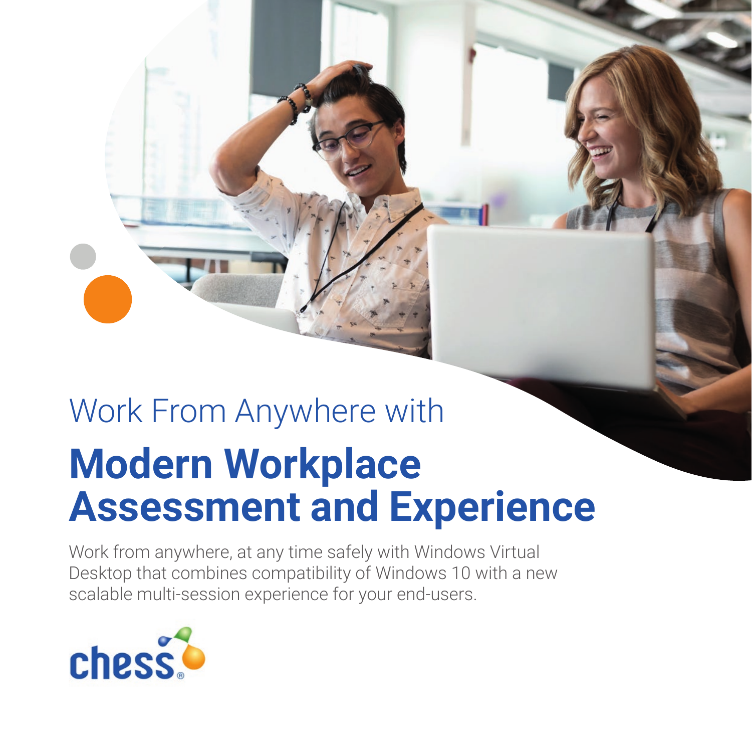Work From Anywhere with

# Modern Workplace Assessment and Experience

Work from anywhere, at any time safely with Windows Virtual Desktop that combines compatibility of Windows 10 with a new scalable multi-session experience for your end-users.

chess®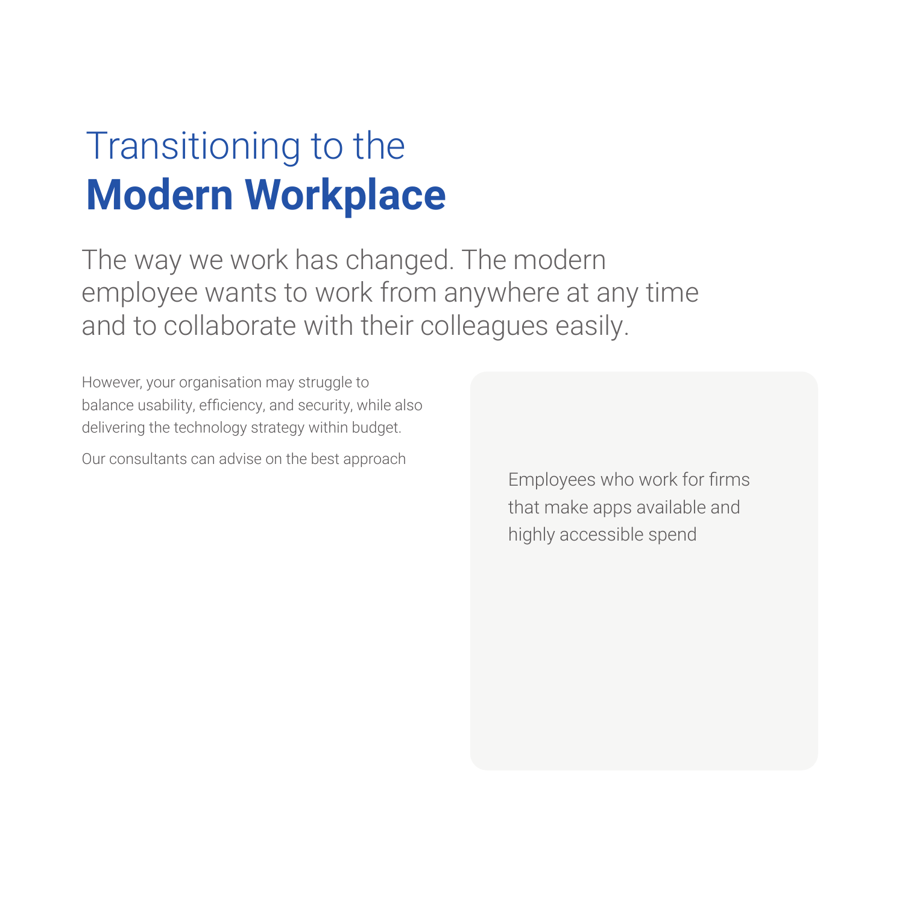# Transitioning to the **Modern Workplace**

The way we work has changed. The modern employee wants to work from anywhere at any time and to collaborate with their colleagues easily.

However, your organisation may struggle to balance usability, efficiency, and security, while also delivering the technology strategy within budget.

Our consultants can advise on the best approach

Employees who work for firms that make apps available and highly accessible spend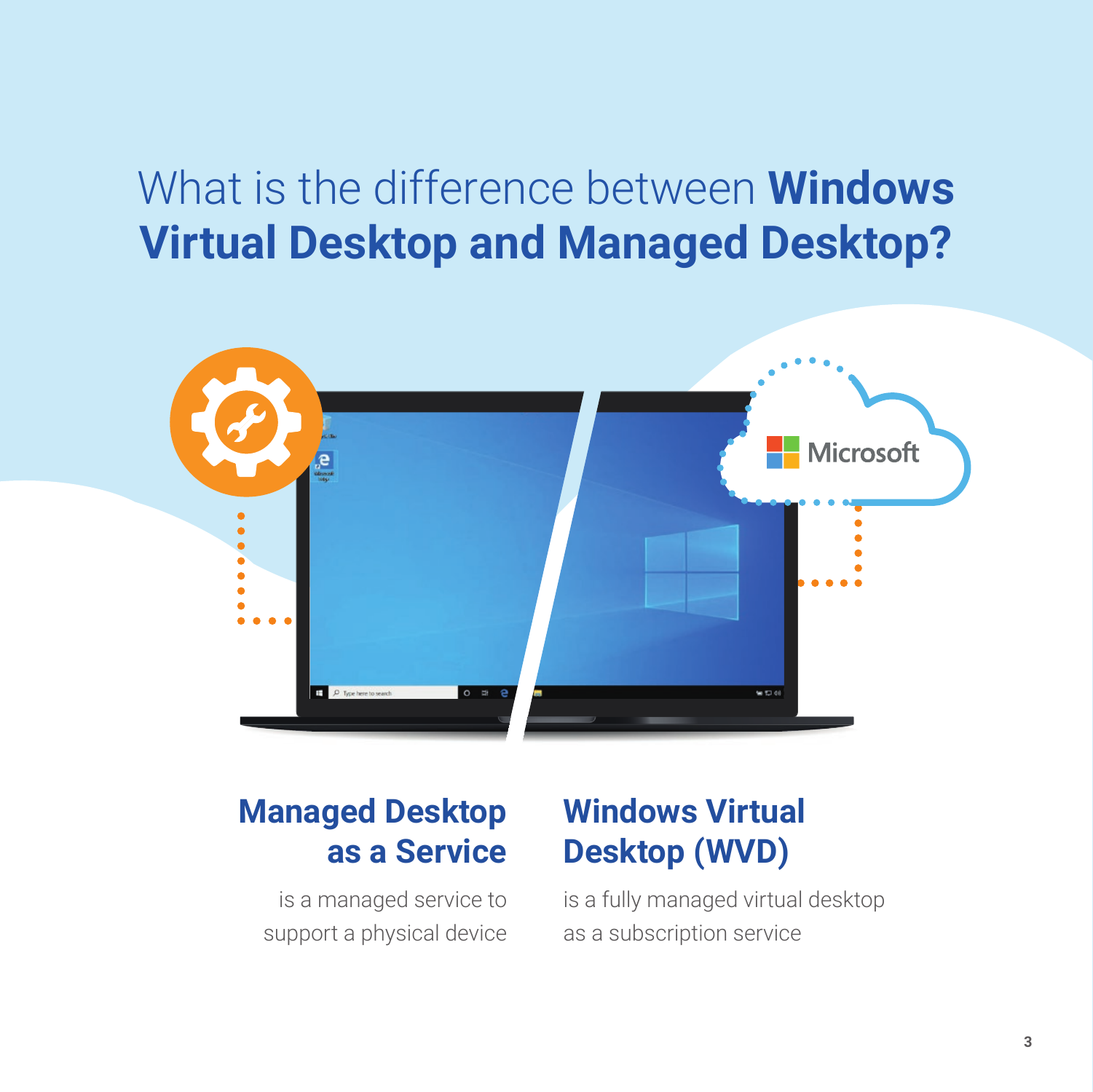# What is the difference between **Windows Virtual Desktop and Managed Desktop?**

## Managed Desktop as a Service

is a managed service to support a physical device

## Windows Virtual Desktop (WVD)

is a fully managed virtual desktop as a subscription service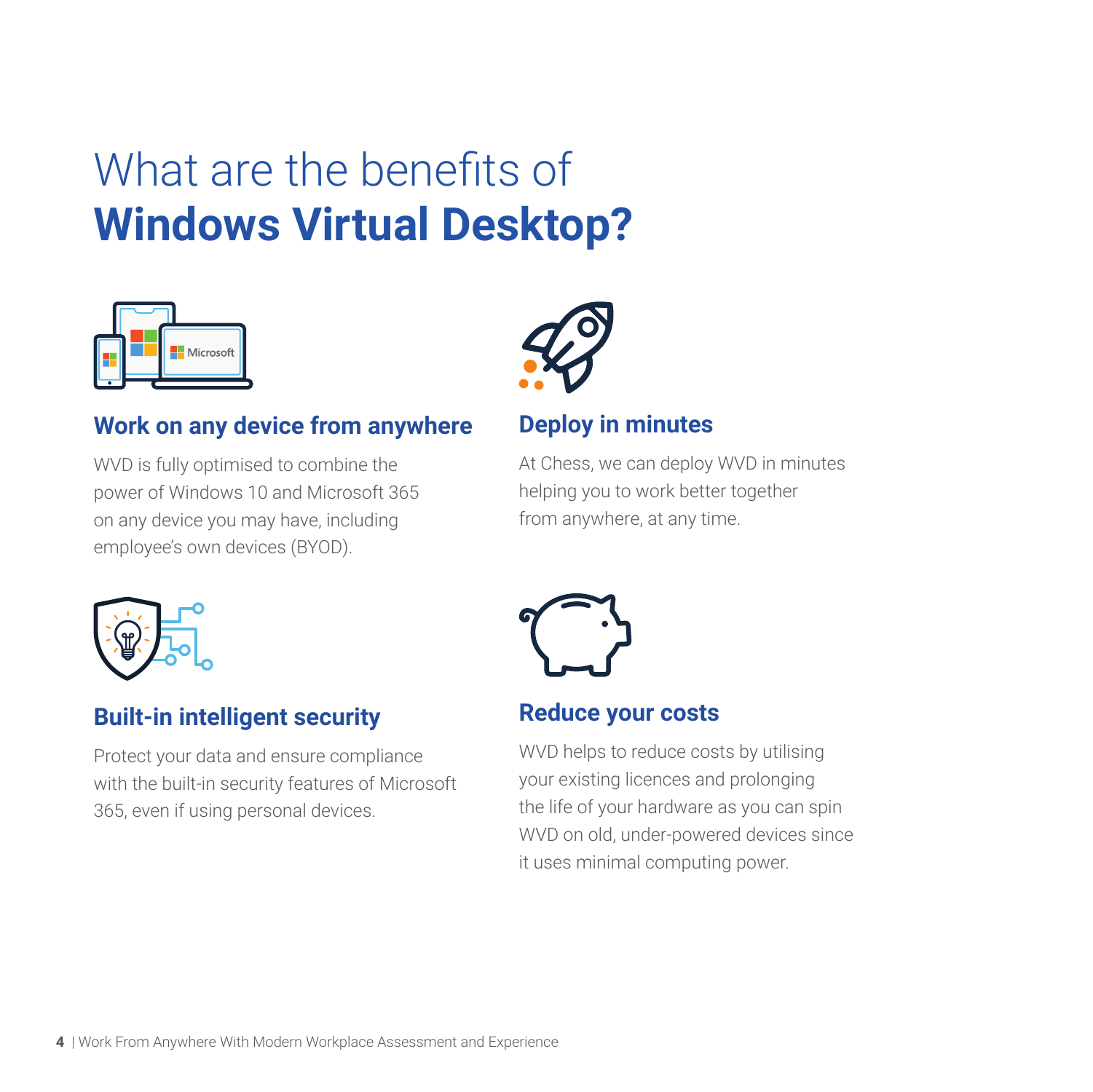# What are the benefits of **Windows Virtual Desktop?**

### Work on any device from anywhere

WVD is fully optimised to combine the power of Windows 10 and Microsoft 365 on any device you may have, including employee's own devices (BYOD).

### Deploy in minutes

At Chess, we can deploy WVD in minutes helping you to work better together from anywhere, at any time.

### Built-in intelligent security

Protect your data and ensure compliance with the built-in security features of Microsoft 365, even if using personal devices.

### Reduce your costs

WVD helps to reduce costs by utilising your existing licences and prolonging the life of your hardware as you can spin WVD on old, under-powered devices since it uses minimal computing power.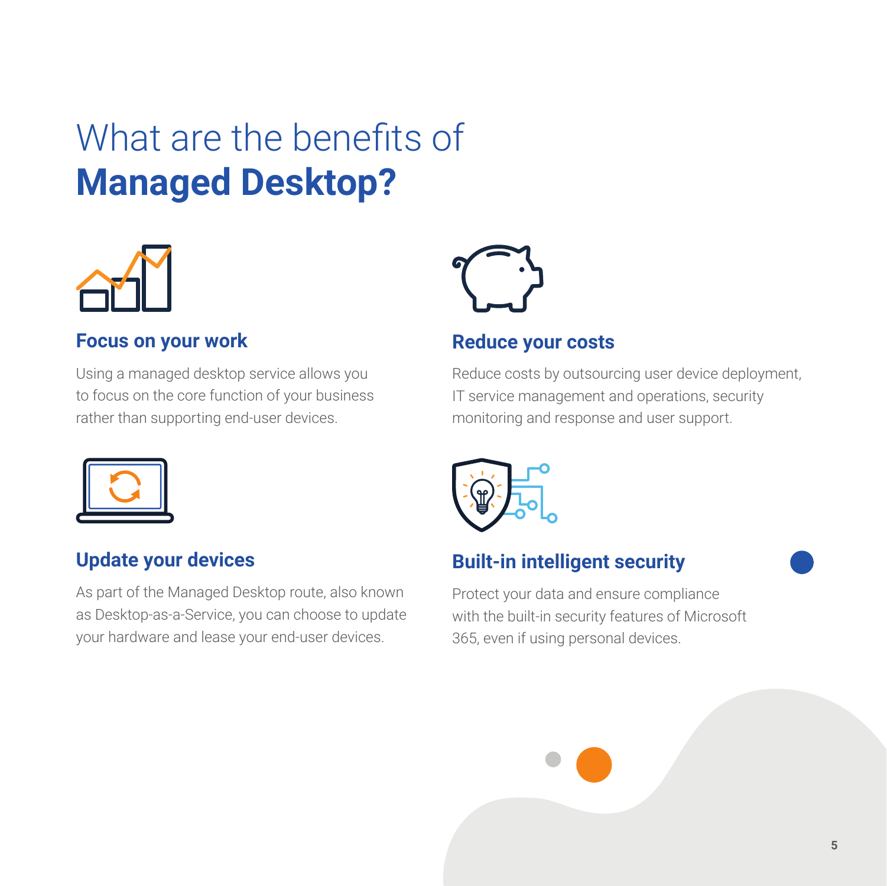# What are the benefits of **Managed Desktop?**

### Focus on your work

Using a managed desktop service allows you to focus on the core function of your business rather than supporting end-user devices.

### Reduce your costs

Reduce costs by outsourcing user device deployment, IT service management and operations, security monitoring and response and user support.

### Update your devices

As part of the Managed Desktop route, also known as Desktop-as-a-Service, you can choose to update your hardware and lease your end-user devices.

### Built-in intelligent security

Protect your data and ensure compliance with the built-in security features of Microsoft 365, even if using personal devices.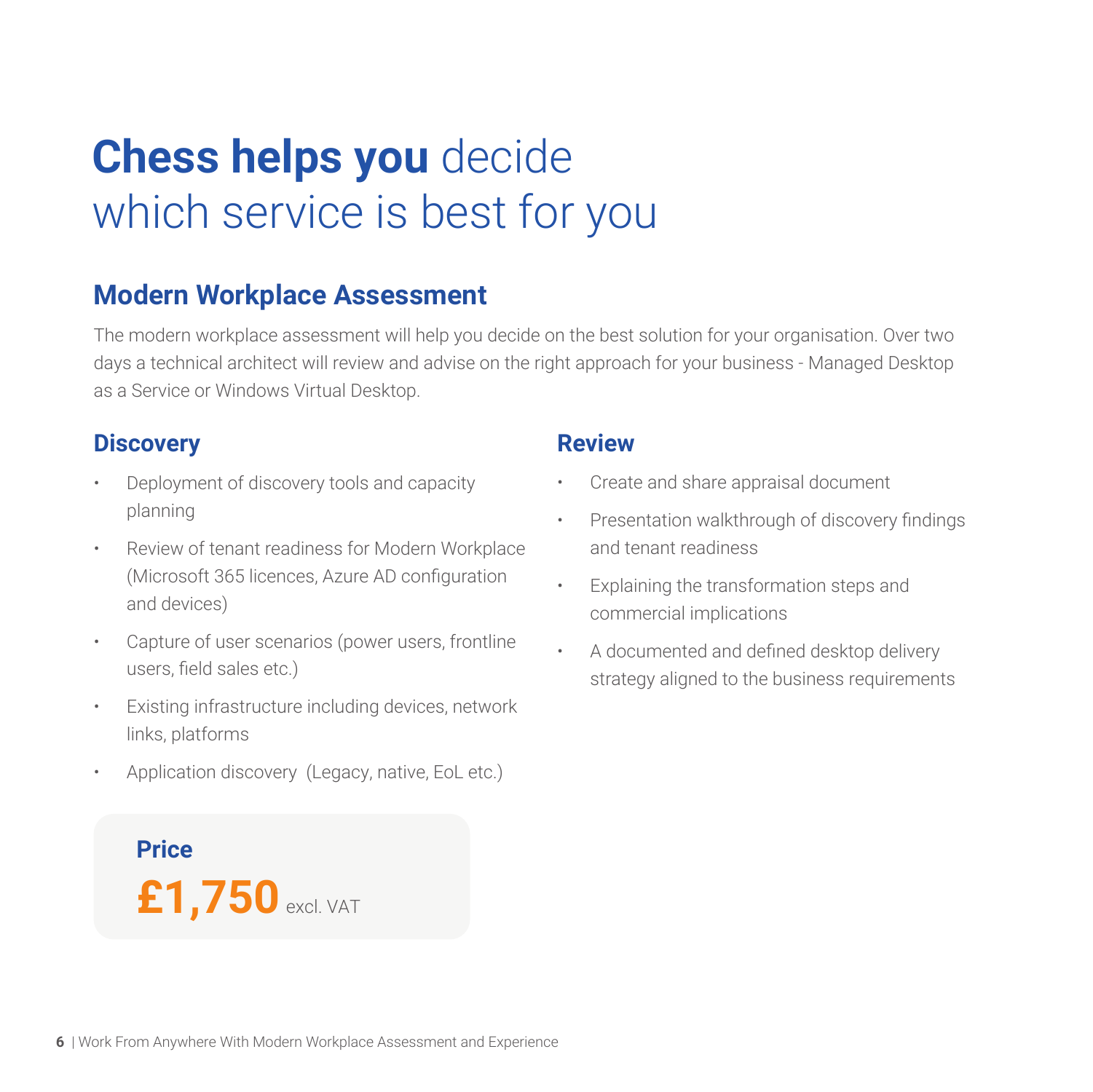# **Chess helps you** decide which service is best for you

## Modern Workplace Assessment

The modern workplace assessment will help you decide on the best solution for your organisation. Over two days a technical architect will review and advise on the right approach for your business - Managed Desktop as a Service or Windows Virtual Desktop.

### Discovery

- Deployment of discovery tools and capacity planning
- Review of tenant readiness for Modern Workplace (Microsoft 365 licences, Azure AD configuration and devices)
- Capture of user scenarios (power users, frontline users, field sales etc.)
- Existing infrastructure including devices, network links, platforms
- Application discovery  (Legacy, native, EoL etc.)

### Review

- Create and share appraisal document
- Presentation walkthrough of discovery findings and tenant readiness
- Explaining the transformation steps and commercial implications
- A documented and defined desktop delivery strategy aligned to the business requirements

**Price**

**£1,750** excl. VAT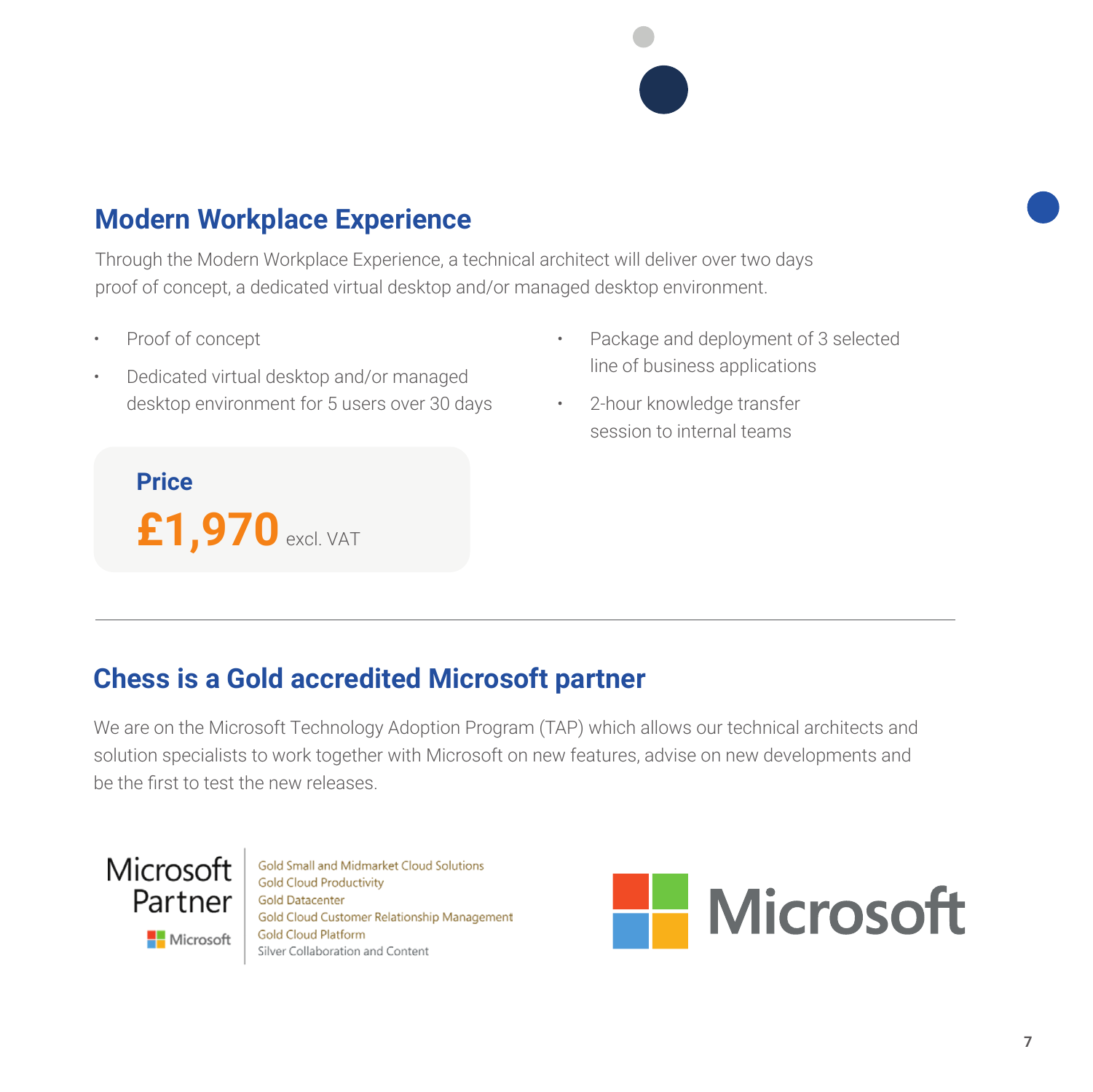## Modern Workplace Experience

Through the Modern Workplace Experience, a technical architect will deliver over two days proof of concept, a dedicated virtual desktop and/or managed desktop environment.

- Proof of concept
- Dedicated virtual desktop and/or managed desktop environment for 5 users over 30 days
- Package and deployment of 3 selected line of business applications
- 2-hour knowledge transfer session to internal teams

**Price**

**£1,970** excl. VAT

---

## Chess is a Gold accredited Microsoft partner

We are on the Microsoft Technology Adoption Program (TAP) which allows our technical architects and solution specialists to work together with Microsoft on new features, advise on new developments and be the first to test the new releases.

Microsoft Partner

Microsoft

Gold Small and Midmarket Cloud Solutions
Gold Cloud Productivity
Gold Datacenter
Gold Cloud Customer Relationship Management
Gold Cloud Platform
Silver Collaboration and Content

Microsoft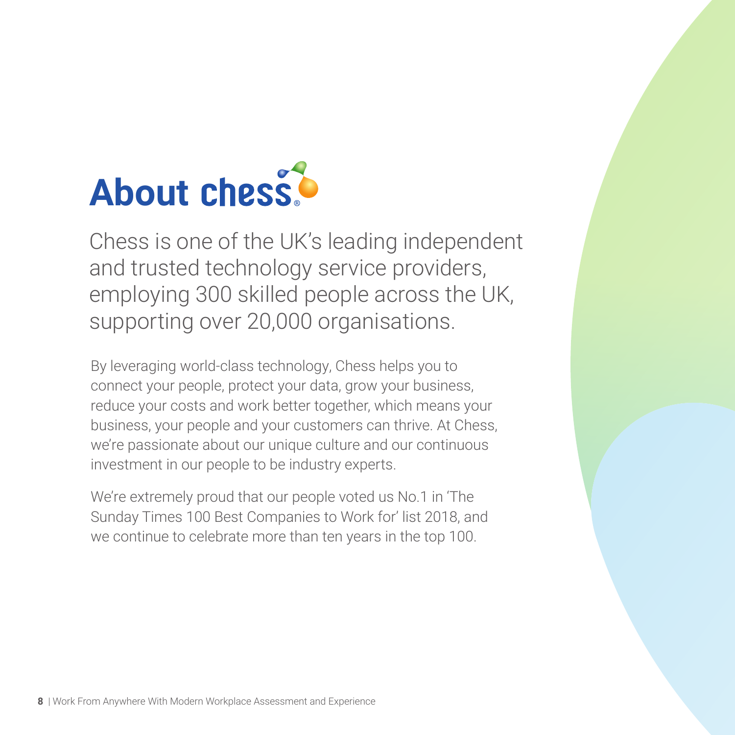# About chess®

## Chess is one of the UK's leading independent and trusted technology service providers, employing 300 skilled people across the UK, supporting over 20,000 organisations.

By leveraging world-class technology, Chess helps you to connect your people, protect your data, grow your business, reduce your costs and work better together, which means your business, your people and your customers can thrive. At Chess, we're passionate about our unique culture and our continuous investment in our people to be industry experts.

We're extremely proud that our people voted us No.1 in 'The Sunday Times 100 Best Companies to Work for' list 2018, and we continue to celebrate more than ten years in the top 100.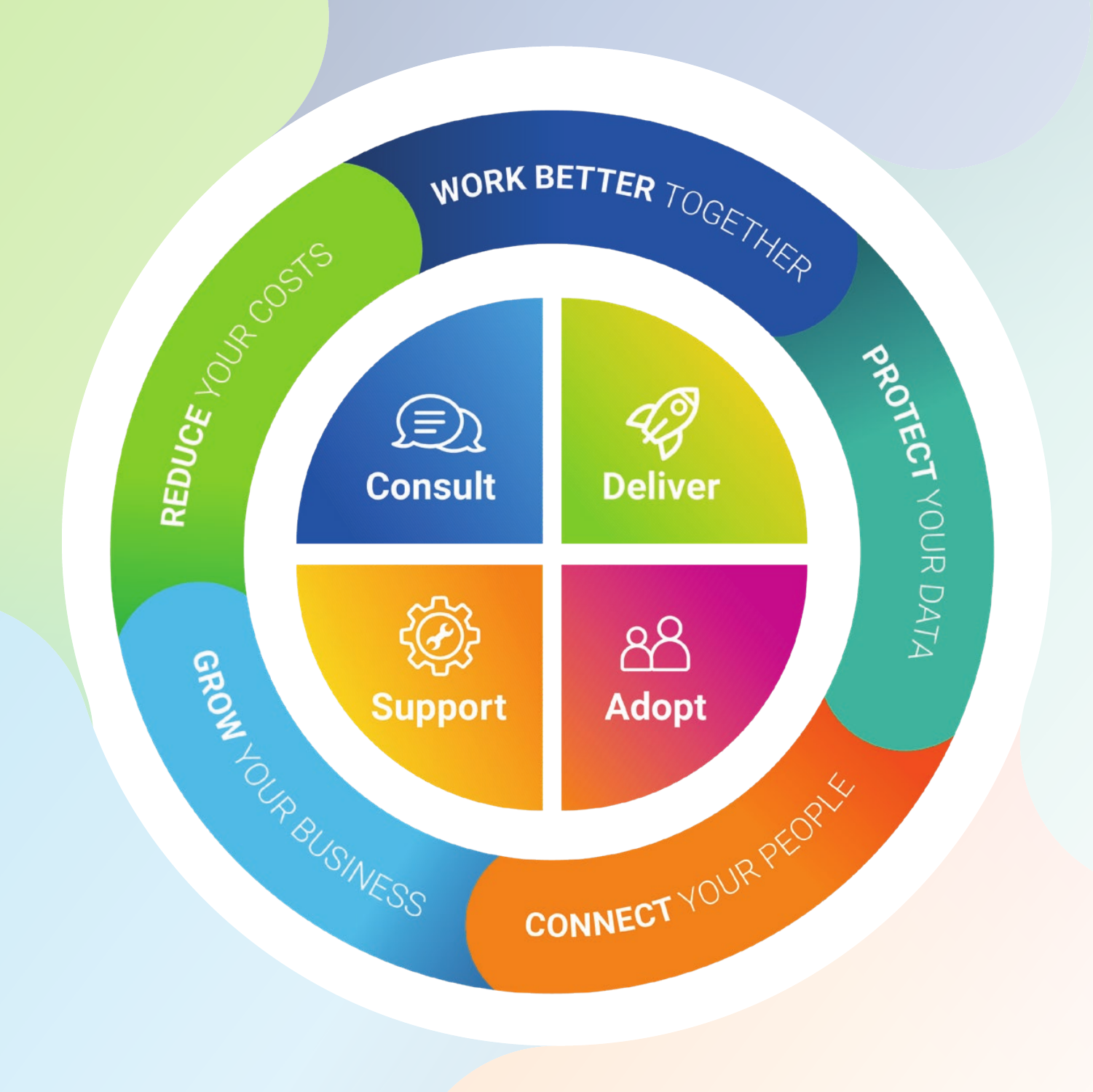WORK BETTER TOGETHER

PROTECT YOUR DATA

CONNECT YOUR PEOPLE

GROW YOUR BUSINESS

REDUCE YOUR COSTS

Consult

Deliver

Support

Adopt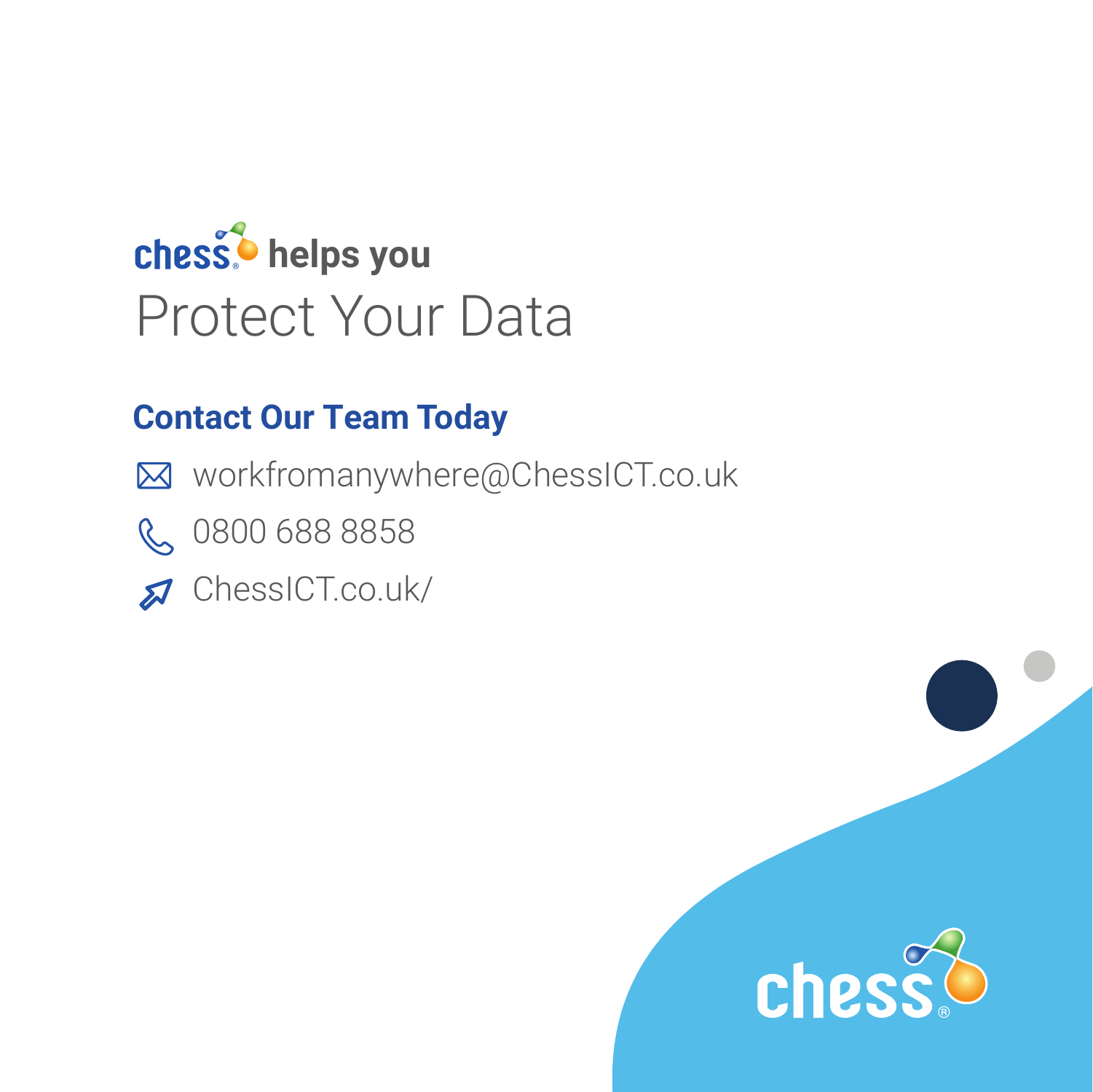chess helps you

# Protect Your Data

## Contact Our Team Today

workfromanywhere@ChessICT.co.uk

0800 688 8858

ChessICT.co.uk/

chess